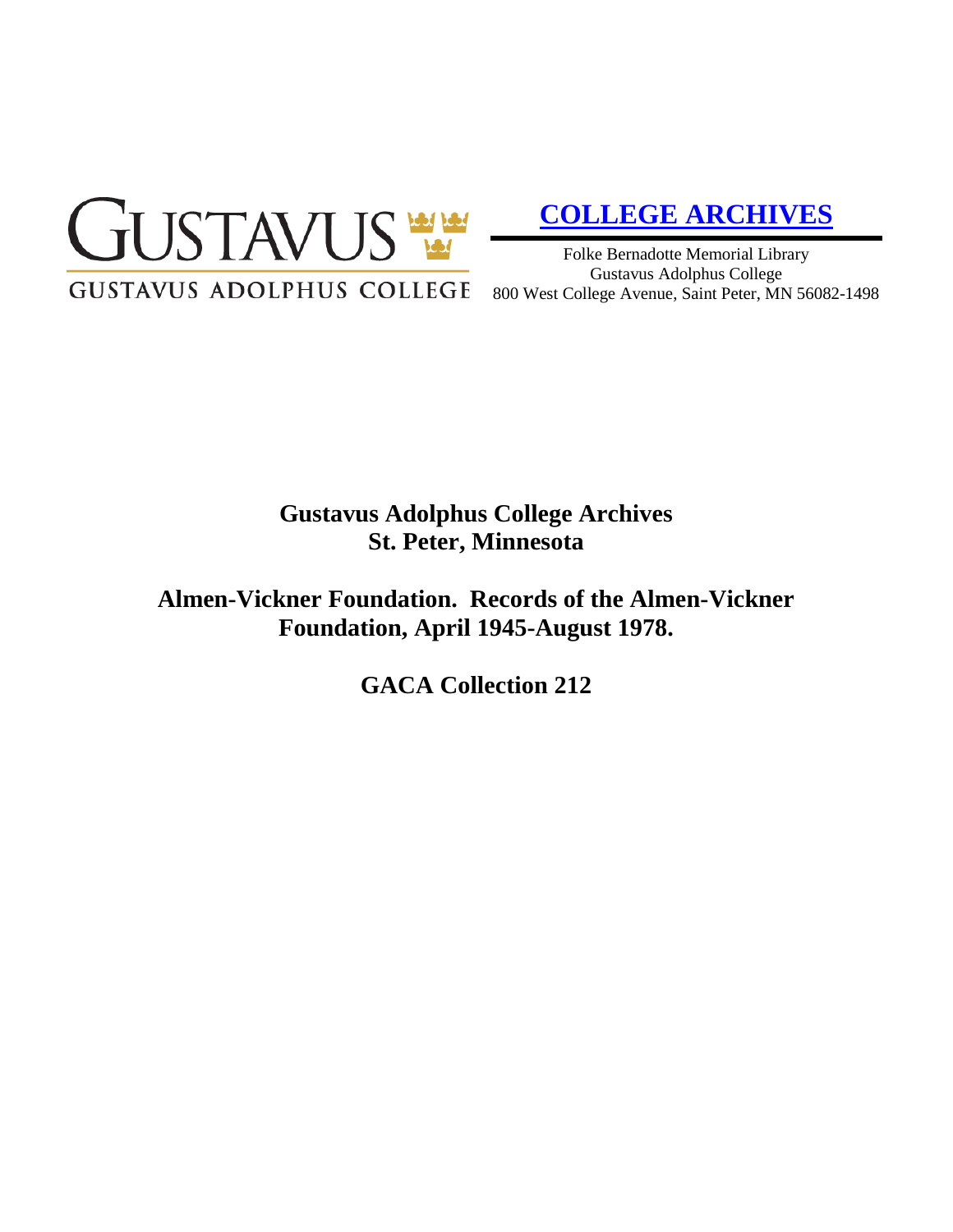GUSTAVUS

GUSTAVUS ADOLPHUS COLLEGE

**COLLEGE ARCHIVES**

Folke Bernadotte Memorial Library
Gustavus Adolphus College
800 West College Avenue, Saint Peter, MN 56082-1498

# Gustavus Adolphus College Archives
# St. Peter, Minnesota

## Almen-Vickner Foundation. Records of the Almen-Vickner Foundation, April 1945-August 1978.

## GACA Collection 212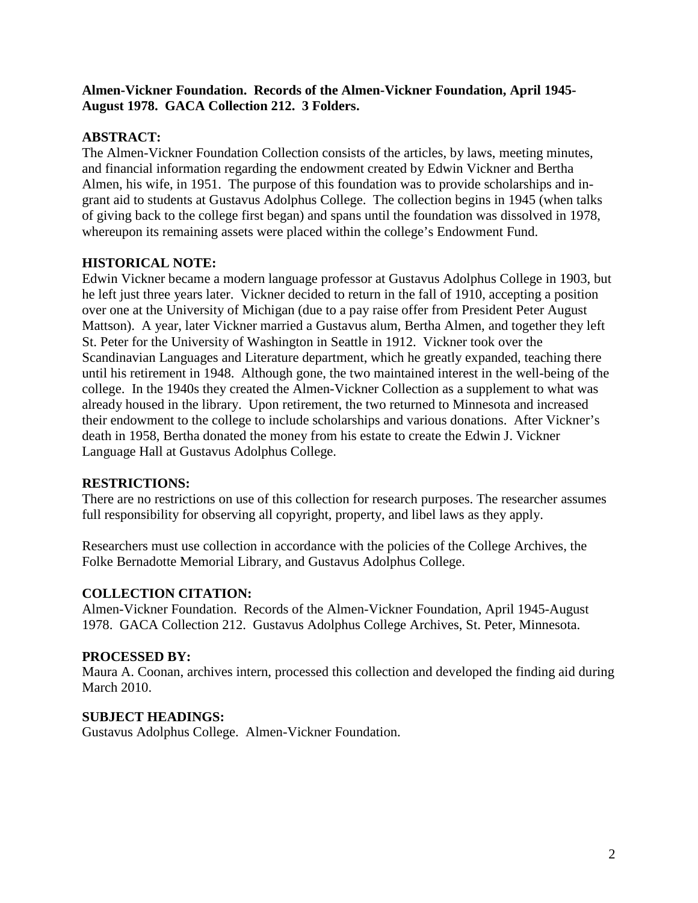**Almen-Vickner Foundation. Records of the Almen-Vickner Foundation, April 1945-August 1978. GACA Collection 212. 3 Folders.**

## ABSTRACT:

The Almen-Vickner Foundation Collection consists of the articles, by laws, meeting minutes, and financial information regarding the endowment created by Edwin Vickner and Bertha Almen, his wife, in 1951. The purpose of this foundation was to provide scholarships and in-grant aid to students at Gustavus Adolphus College. The collection begins in 1945 (when talks of giving back to the college first began) and spans until the foundation was dissolved in 1978, whereupon its remaining assets were placed within the college's Endowment Fund.

## HISTORICAL NOTE:

Edwin Vickner became a modern language professor at Gustavus Adolphus College in 1903, but he left just three years later. Vickner decided to return in the fall of 1910, accepting a position over one at the University of Michigan (due to a pay raise offer from President Peter August Mattson). A year, later Vickner married a Gustavus alum, Bertha Almen, and together they left St. Peter for the University of Washington in Seattle in 1912. Vickner took over the Scandinavian Languages and Literature department, which he greatly expanded, teaching there until his retirement in 1948. Although gone, the two maintained interest in the well-being of the college. In the 1940s they created the Almen-Vickner Collection as a supplement to what was already housed in the library. Upon retirement, the two returned to Minnesota and increased their endowment to the college to include scholarships and various donations. After Vickner's death in 1958, Bertha donated the money from his estate to create the Edwin J. Vickner Language Hall at Gustavus Adolphus College.

## RESTRICTIONS:

There are no restrictions on use of this collection for research purposes. The researcher assumes full responsibility for observing all copyright, property, and libel laws as they apply.

Researchers must use collection in accordance with the policies of the College Archives, the Folke Bernadotte Memorial Library, and Gustavus Adolphus College.

## COLLECTION CITATION:

Almen-Vickner Foundation. Records of the Almen-Vickner Foundation, April 1945-August 1978. GACA Collection 212. Gustavus Adolphus College Archives, St. Peter, Minnesota.

## PROCESSED BY:

Maura A. Coonan, archives intern, processed this collection and developed the finding aid during March 2010.

## SUBJECT HEADINGS:

Gustavus Adolphus College. Almen-Vickner Foundation.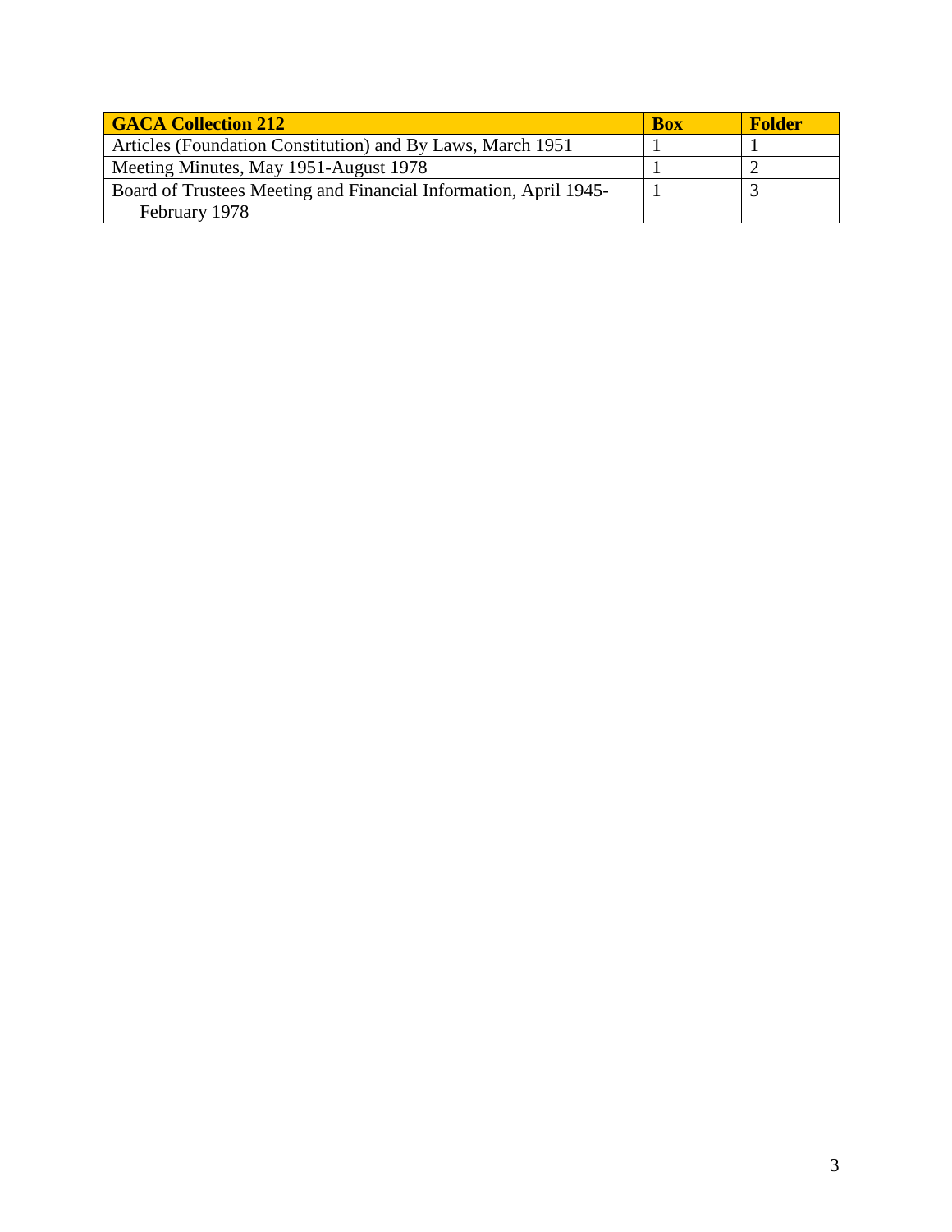| GACA Collection 212 | Box | Folder |
|---|---|---|
| Articles (Foundation Constitution) and By Laws, March 1951 | 1 | 1 |
| Meeting Minutes, May 1951-August 1978 | 1 | 2 |
| Board of Trustees Meeting and Financial Information, April 1945-February 1978 | 1 | 3 |